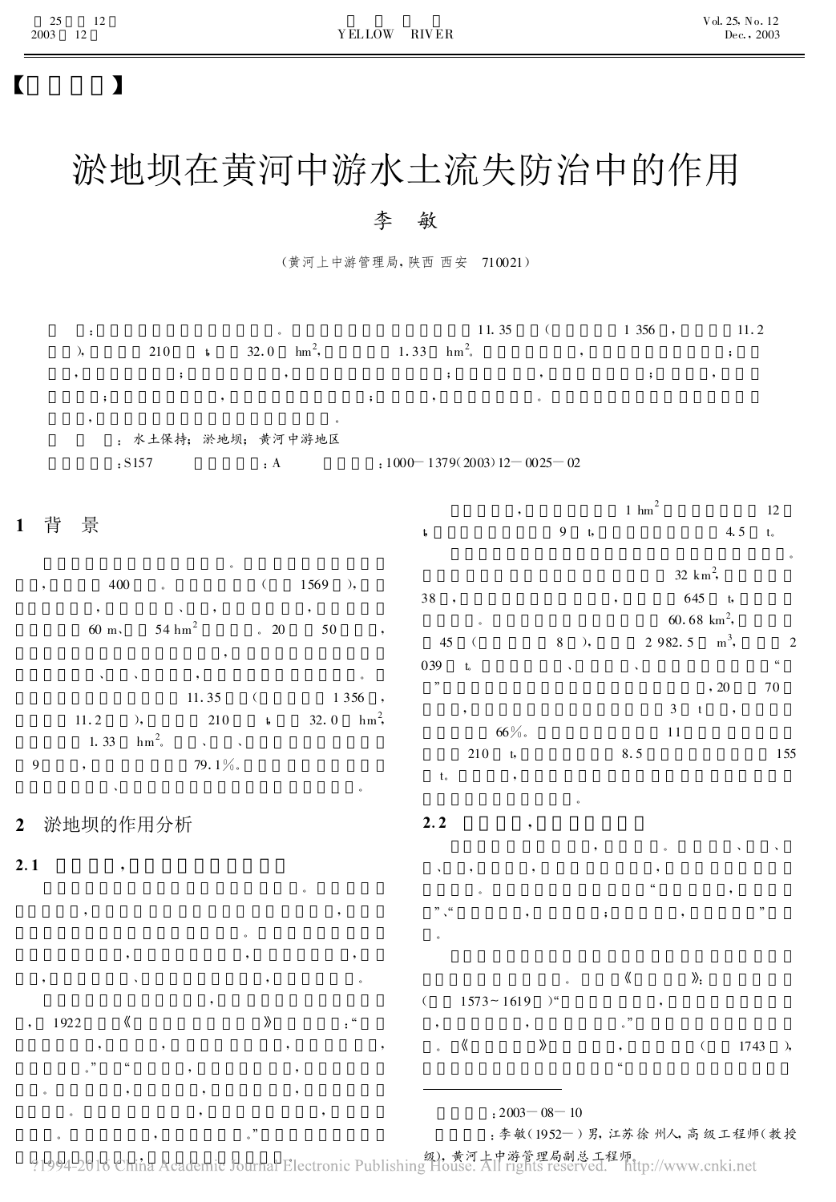【 】

# 淤地坝在黄河中游水土流失防治中的作用

李 敏

（黄河上中游管理局，陕西 西安 710021）

：。11.35 （1 356，11.2 ），210 t，32.0 $hm^2$，1.33 $hm^2$。，；，；，；，；，；，；，。，。

：水土保持；淤地坝；黄河中游地区

：S157 ：A ：1000—1379(2003)12—0025—02

## 1 背 景

。，400 。（1569 ），，、，，60 m、54 $hm^2$ 。20 50 ，，、、，。11.35 （1 356，11.2 ），210 t，32.0 $hm^2$，1.33 $hm^2$。、、9 ，79.1%。、。

## 2 淤地坝的作用分析

### 2.1 ，

。，，。，，，，、，。

，，1922 《》：“，，，，。”“，，。，，，。，，。，。”，。

，1 $hm^2$ 12 t，9 t，4.5 t。

。32 $km^2$，38，，645 t，。60.68 $km^2$，45（8 ），2 982.5 $m^3$，2 039 t。、、“”，20 70 ，3 t，66%。11 210 t，8.5 155 t。，。

### 2.2 ，

，。、、、，，，。“，”、“，；，”。

。《》：（1573～1619 ）“，，，。”。《》，（1743 ），“

---

：2003—08—10

：李敏（1952— ）男，江苏徐州人，高级工程师（教授级），黄河上中游管理局副总工程师。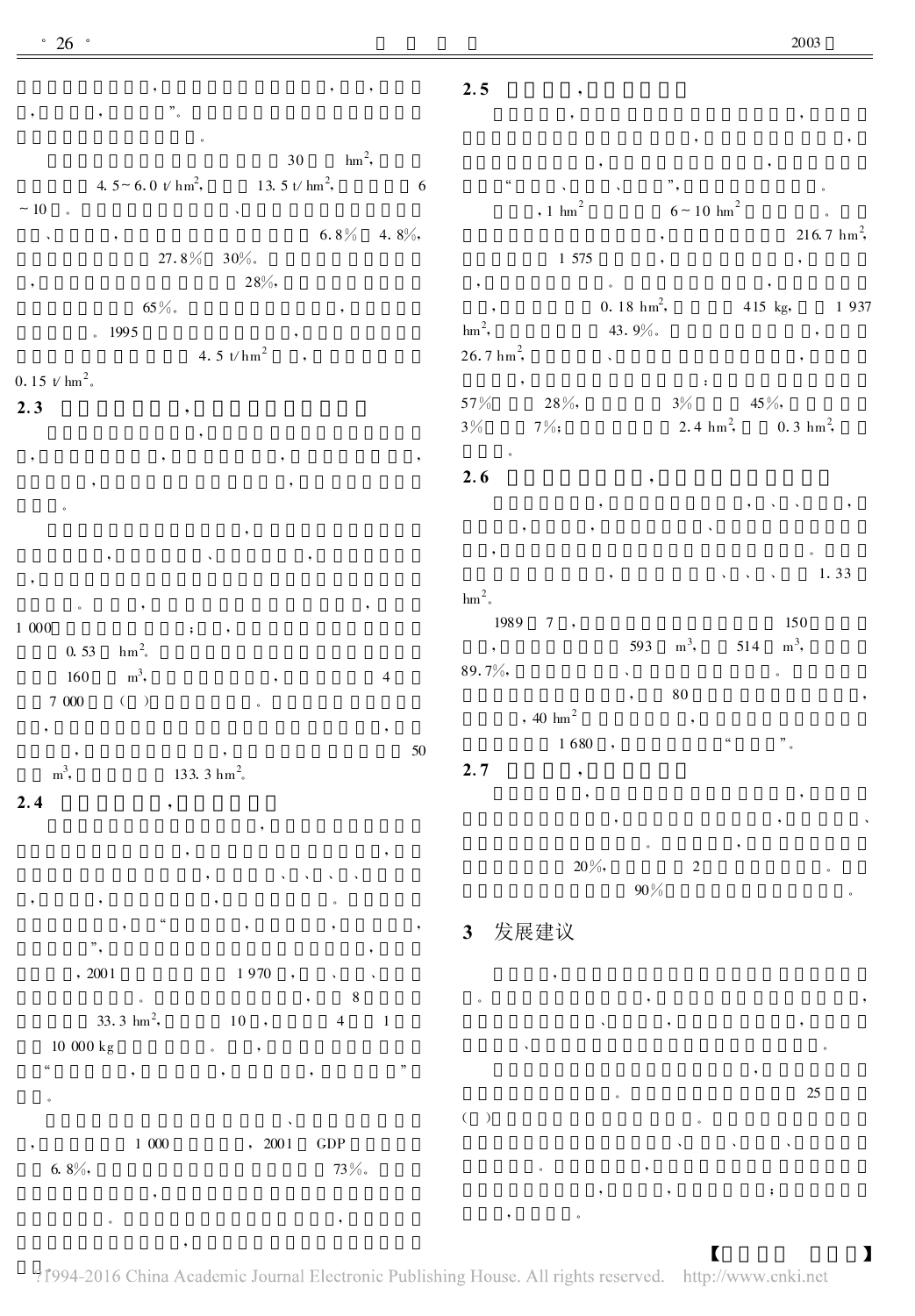，，，，，

，，”。

。

30 $hm^2$，

4.5～6.0 $t/hm^2$，13.5 $t/hm^2$，6～10。、

、，6.8% 4.8%，

27.8% 30%。

，28%，

65%。，

。1995，

4.5 $t/hm^2$，

0.15 $t/hm^2$。

## 2.3 ，

，

，，，，

，，，

。

，

，、，

，

。，，

1 000；，

0.53 $hm^2$。

160 $m^3$，，4

7 000（）。

，，

，，50

$m^3$，133.3 $hm^2$。

## 2.4 ，

，

，，

，、、、、

，，，。

，“，，，

”，，

，2001 1 970，、、

。，8

33.3 $hm^2$，10，4 1

10 000 kg。，

“，，，”

。

、

，1 000，2001 GDP

6.8%，73%。

，

。，

，

## 2.5 ，

，，

，，

，，

“、、”，。

，1 $hm^2$ 6～10 $hm^2$。

，216.7 $hm^2$，

1 575，，

，。，

，0.18 $hm^2$，415 kg，1 937

$hm^2$，43.9%。，

26.7 $hm^2$，、，

，：

57% 28%，3% 45%，

3% 7%；2.4 $hm^2$，0.3 $hm^2$，

。

## 2.6 ，

，，、、，

，，、

，。

，、、、1.33

$hm^2$。

1989 7，150

，593 $m^3$，514 $m^3$，

89.7%，、。

，80，

，40 $hm^2$，

1 680，“”。

## 2.7 ，

，，

，，、

。，

20%，2。

90%。

## 3 发展建议

，

。，，

、，，

、。

，

。25

（）。

、、、

。，

，，；

，。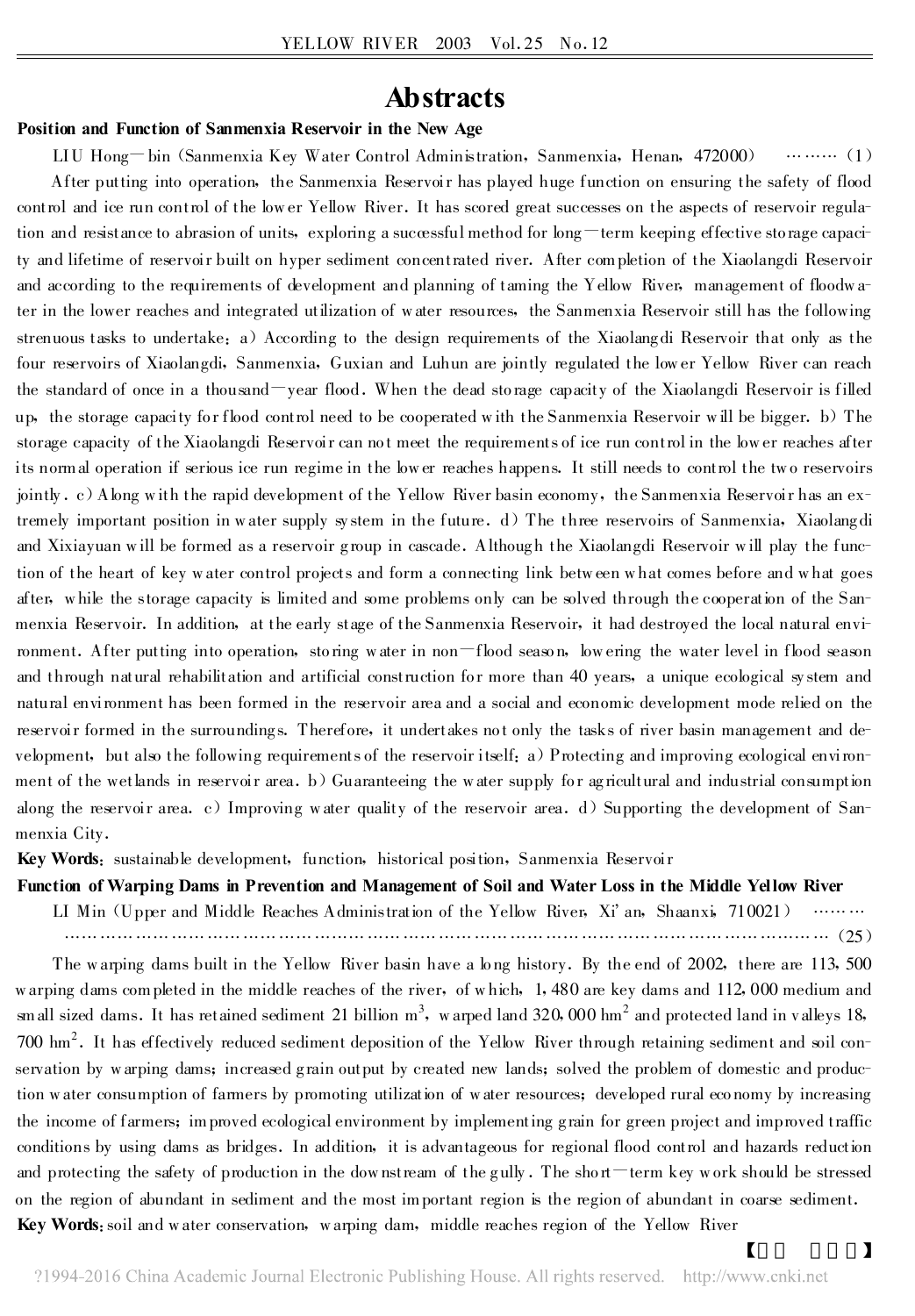# Abstracts

**Position and Function of Sanmenxia Reservoir in the New Age**

LIU Hong—bin (Sanmenxia Key Water Control Administration, Sanmenxia, Henan, 472000) ……… (1)

After putting into operation, the Sanmenxia Reservoir has played huge function on ensuring the safety of flood control and ice run control of the lower Yellow River. It has scored great successes on the aspects of reservoir regulation and resistance to abrasion of units, exploring a successful method for long—term keeping effective storage capacity and lifetime of reservoir built on hyper sediment concentrated river. After completion of the Xiaolangdi Reservoir and according to the requirements of development and planning of taming the Yellow River, management of floodwater in the lower reaches and integrated utilization of water resources, the Sanmenxia Reservoir still has the following strenuous tasks to undertake: a) According to the design requirements of the Xiaolangdi Reservoir that only as the four reservoirs of Xiaolangdi, Sanmenxia, Guxian and Luhun are jointly regulated the lower Yellow River can reach the standard of once in a thousand—year flood. When the dead storage capacity of the Xiaolangdi Reservoir is filled up, the storage capacity for flood control need to be cooperated with the Sanmenxia Reservoir will be bigger. b) The storage capacity of the Xiaolangdi Reservoir can not meet the requirements of ice run control in the lower reaches after its normal operation if serious ice run regime in the lower reaches happens. It still needs to control the two reservoirs jointly. c) Along with the rapid development of the Yellow River basin economy, the Sanmenxia Reservoir has an extremely important position in water supply system in the future. d) The three reservoirs of Sanmenxia, Xiaolangdi and Xixiayuan will be formed as a reservoir group in cascade. Although the Xiaolangdi Reservoir will play the function of the heart of key water control projects and form a connecting link between what comes before and what goes after, while the storage capacity is limited and some problems only can be solved through the cooperation of the Sanmenxia Reservoir. In addition, at the early stage of the Sanmenxia Reservoir, it had destroyed the local natural environment. After putting into operation, storing water in non—flood season, lowering the water level in flood season and through natural rehabilitation and artificial construction for more than 40 years, a unique ecological system and natural environment has been formed in the reservoir area and a social and economic development mode relied on the reservoir formed in the surroundings. Therefore, it undertakes not only the tasks of river basin management and development, but also the following requirements of the reservoir itself: a) Protecting and improving ecological environment of the wetlands in reservoir area. b) Guaranteeing the water supply for agricultural and industrial consumption along the reservoir area. c) Improving water quality of the reservoir area. d) Supporting the development of Sanmenxia City.

**Key Words**: sustainable development, function, historical position, Sanmenxia Reservoir

**Function of Warping Dams in Prevention and Management of Soil and Water Loss in the Middle Yellow River**

LI Min (Upper and Middle Reaches Administration of the Yellow River, Xi'an, Shaanxi, 710021) ……… (25)

The warping dams built in the Yellow River basin have a long history. By the end of 2002, there are 113, 500 warping dams completed in the middle reaches of the river, of which, 1, 480 are key dams and 112, 000 medium and small sized dams. It has retained sediment 21 billion $m^3$, warped land 320, 000 $hm^2$ and protected land in valleys 18, 700 $hm^2$. It has effectively reduced sediment deposition of the Yellow River through retaining sediment and soil conservation by warping dams; increased grain output by created new lands; solved the problem of domestic and production water consumption of farmers by promoting utilization of water resources; developed rural economy by increasing the income of farmers; improved ecological environment by implementing grain for green project and improved traffic conditions by using dams as bridges. In addition, it is advantageous for regional flood control and hazards reduction and protecting the safety of production in the downstream of the gully. The short—term key work should be stressed on the region of abundant in sediment and the most important region is the region of abundant in coarse sediment.

**Key Words**: soil and water conservation, warping dam, middle reaches region of the Yellow River